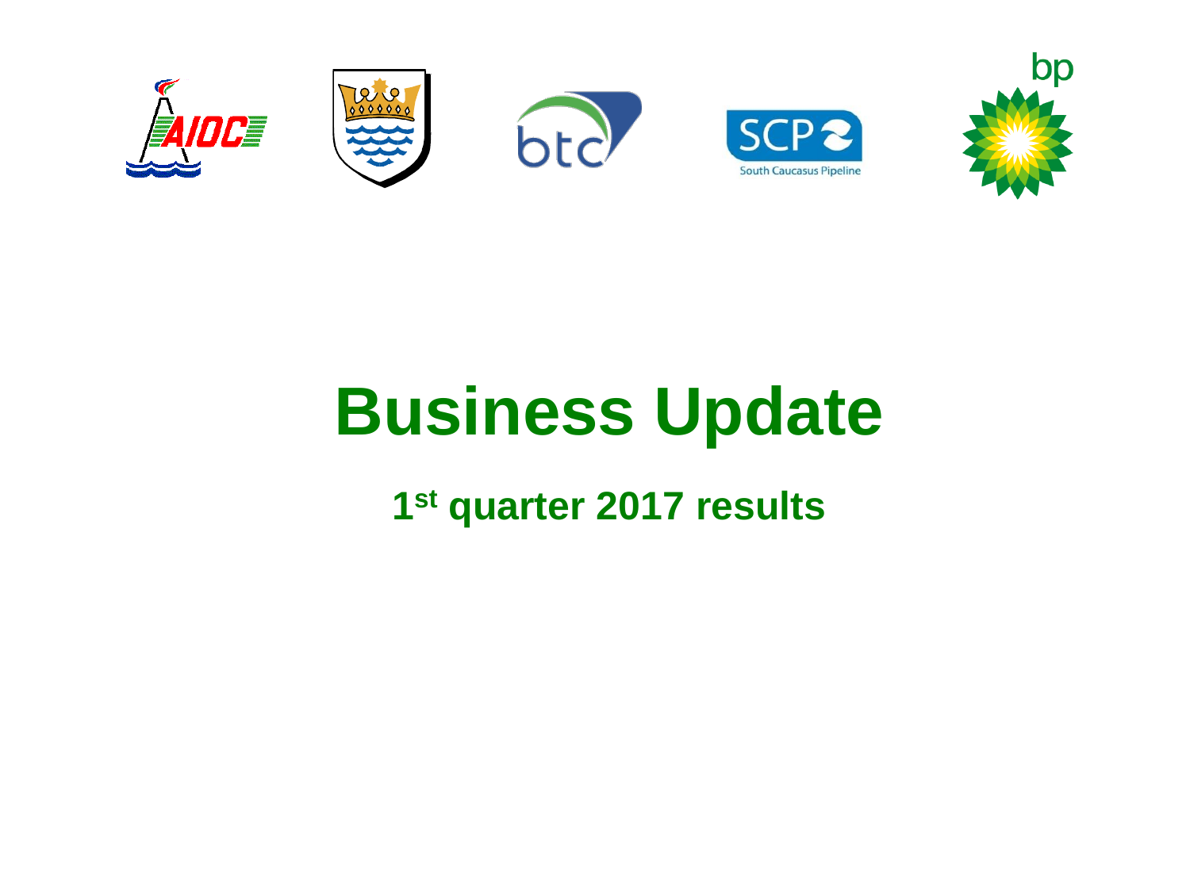# Business Update

## 1st quarter 2017 results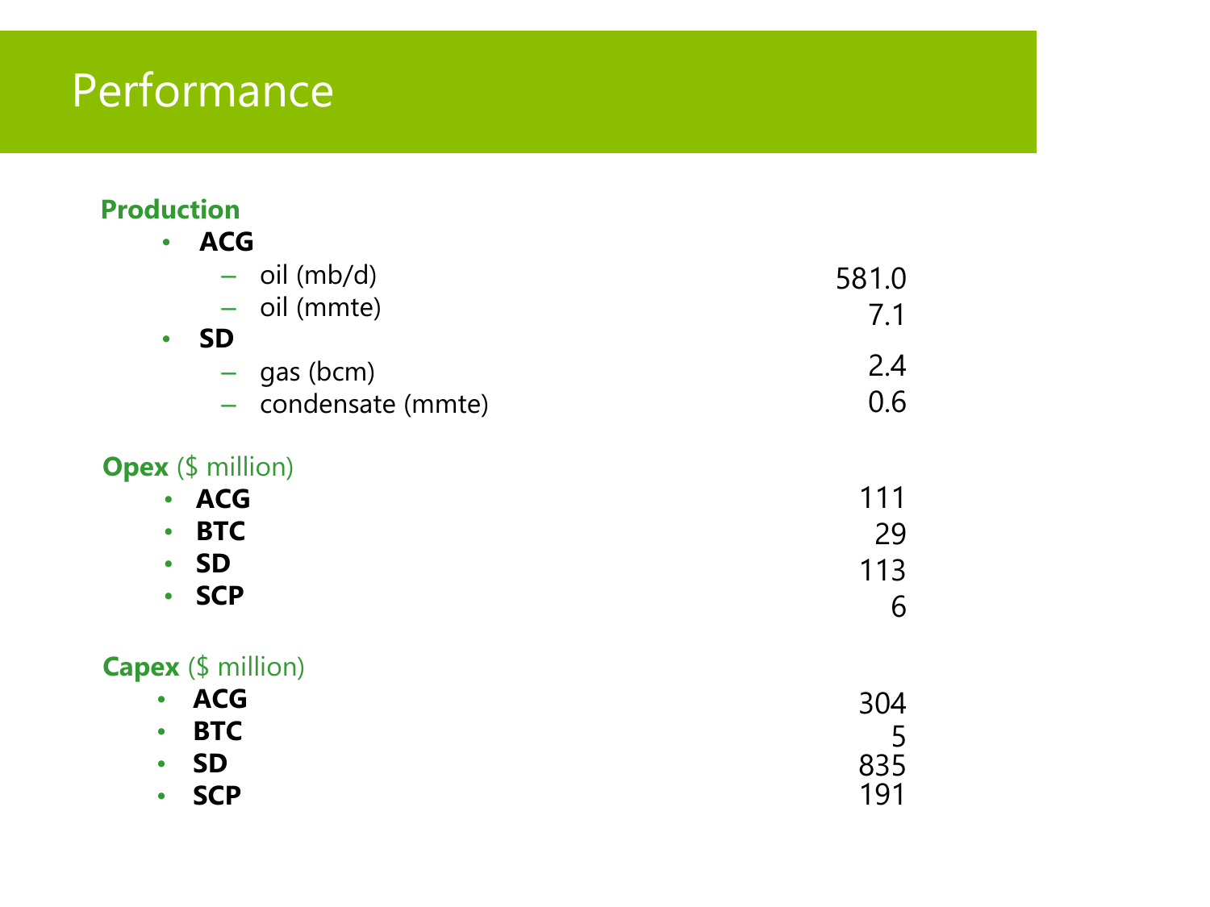# Performance

**Production**

- **ACG**
  - oil (mb/d) — 581.0
  - oil (mmte) — 7.1
- **SD**
  - gas (bcm) — 2.4
  - condensate (mmte) — 0.6

**Opex** ($ million)

- **ACG** — 111
- **BTC** — 29
- **SD** — 113
- **SCP** — 6

**Capex** ($ million)

- **ACG** — 304
- **BTC** — 5
- **SD** — 835
- **SCP** — 191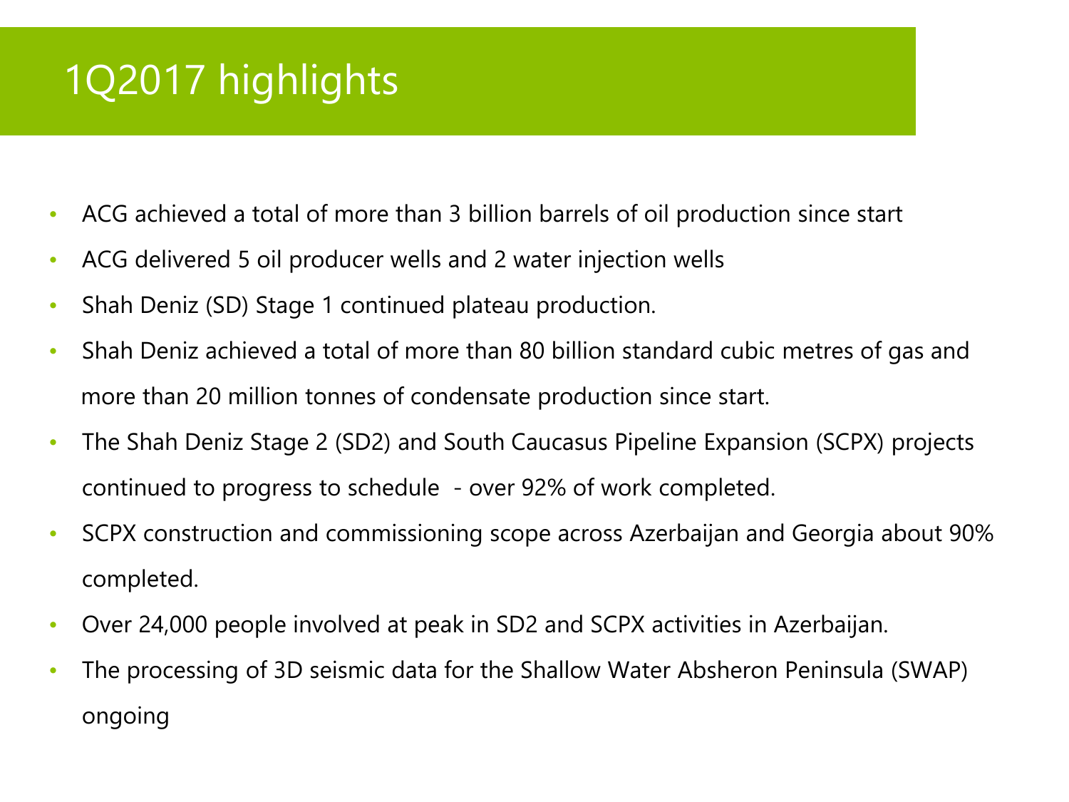# 1Q2017 highlights

- ACG achieved a total of more than 3 billion barrels of oil production since start
- ACG delivered 5 oil producer wells and 2 water injection wells
- Shah Deniz (SD) Stage 1 continued plateau production.
- Shah Deniz achieved a total of more than 80 billion standard cubic metres of gas and more than 20 million tonnes of condensate production since start.
- The Shah Deniz Stage 2 (SD2) and South Caucasus Pipeline Expansion (SCPX) projects continued to progress to schedule - over 92% of work completed.
- SCPX construction and commissioning scope across Azerbaijan and Georgia about 90% completed.
- Over 24,000 people involved at peak in SD2 and SCPX activities in Azerbaijan.
- The processing of 3D seismic data for the Shallow Water Absheron Peninsula (SWAP) ongoing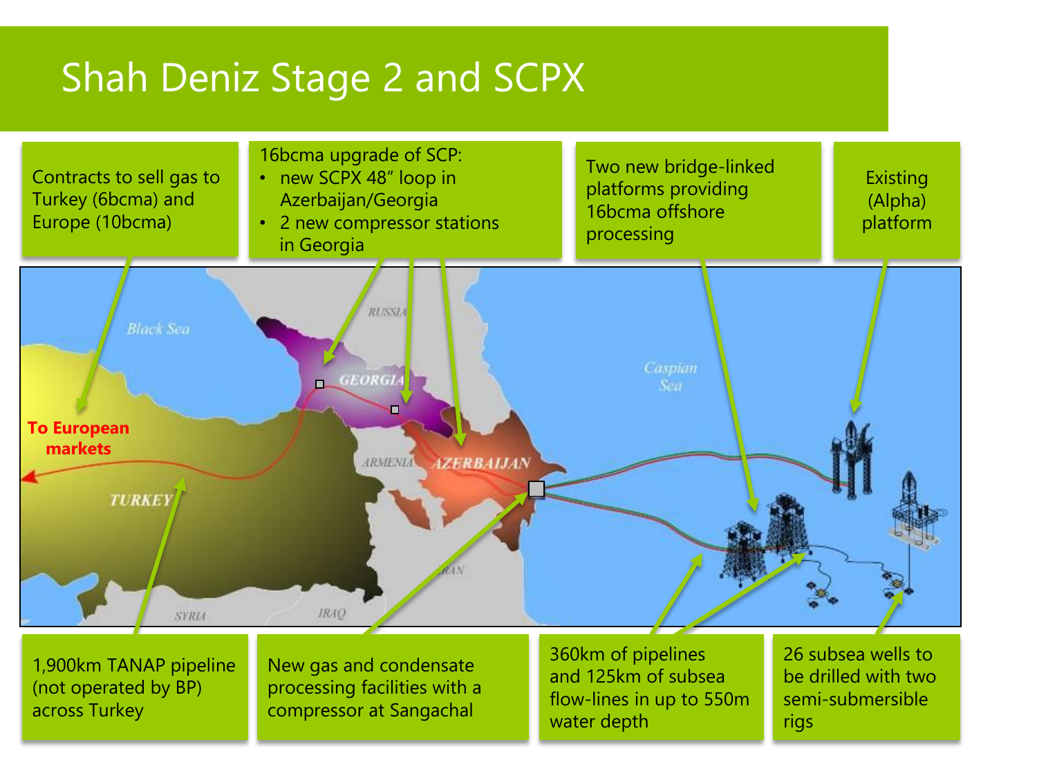# Shah Deniz Stage 2 and SCPX

Contracts to sell gas to Turkey (6bcma) and Europe (10bcma)

16bcma upgrade of SCP:

- new SCPX 48" loop in Azerbaijan/Georgia
- 2 new compressor stations in Georgia

Two new bridge-linked platforms providing 16bcma offshore processing

Existing (Alpha) platform

**To European markets**

1,900km TANAP pipeline (not operated by BP) across Turkey

New gas and condensate processing facilities with a compressor at Sangachal

360km of pipelines and 125km of subsea flow-lines in up to 550m water depth

26 subsea wells to be drilled with two semi-submersible rigs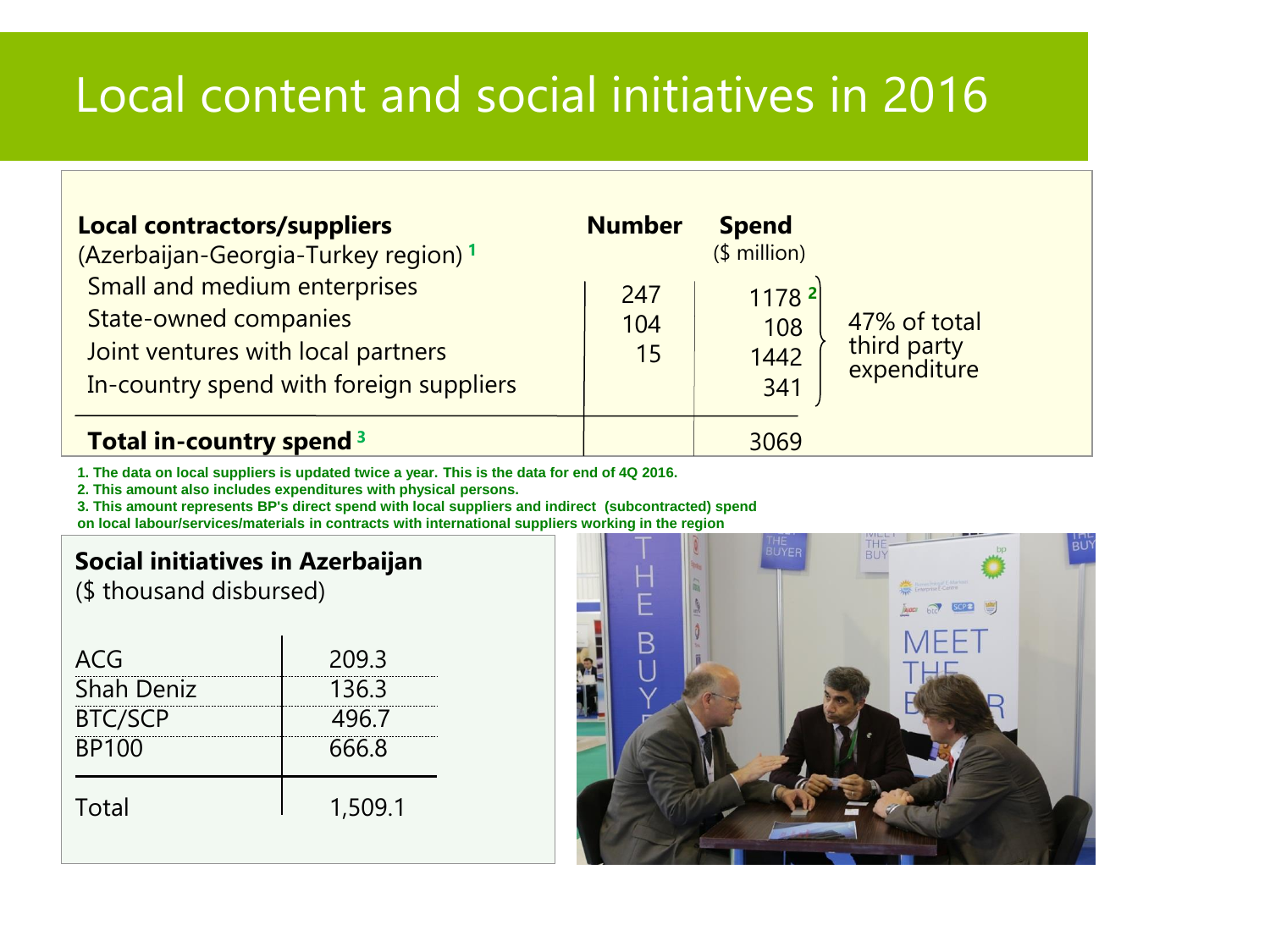# Local content and social initiatives in 2016

| Local contractors/suppliers (Azerbaijan-Georgia-Turkey region) [1] | Number | Spend ($ million) | |
|---|---|---|---|
| Small and medium enterprises | 247 | 1178 [2] | 47% of total third party expenditure |
| State-owned companies | 104 | 108 | |
| Joint ventures with local partners | 15 | 1442 | |
| In-country spend with foreign suppliers | | 341 | |
| **Total in-country spend [3]** | | 3069 | |

1. The data on local suppliers is updated twice a year. This is the data for end of 4Q 2016.
2. This amount also includes expenditures with physical persons.
3. This amount represents BP's direct spend with local suppliers and indirect (subcontracted) spend on local labour/services/materials in contracts with international suppliers working in the region

## Social initiatives in Azerbaijan

($ thousand disbursed)

| | |
|---|---|
| ACG | 209.3 |
| Shah Deniz | 136.3 |
| BTC/SCP | 496.7 |
| BP100 | 666.8 |
| Total | 1,509.1 |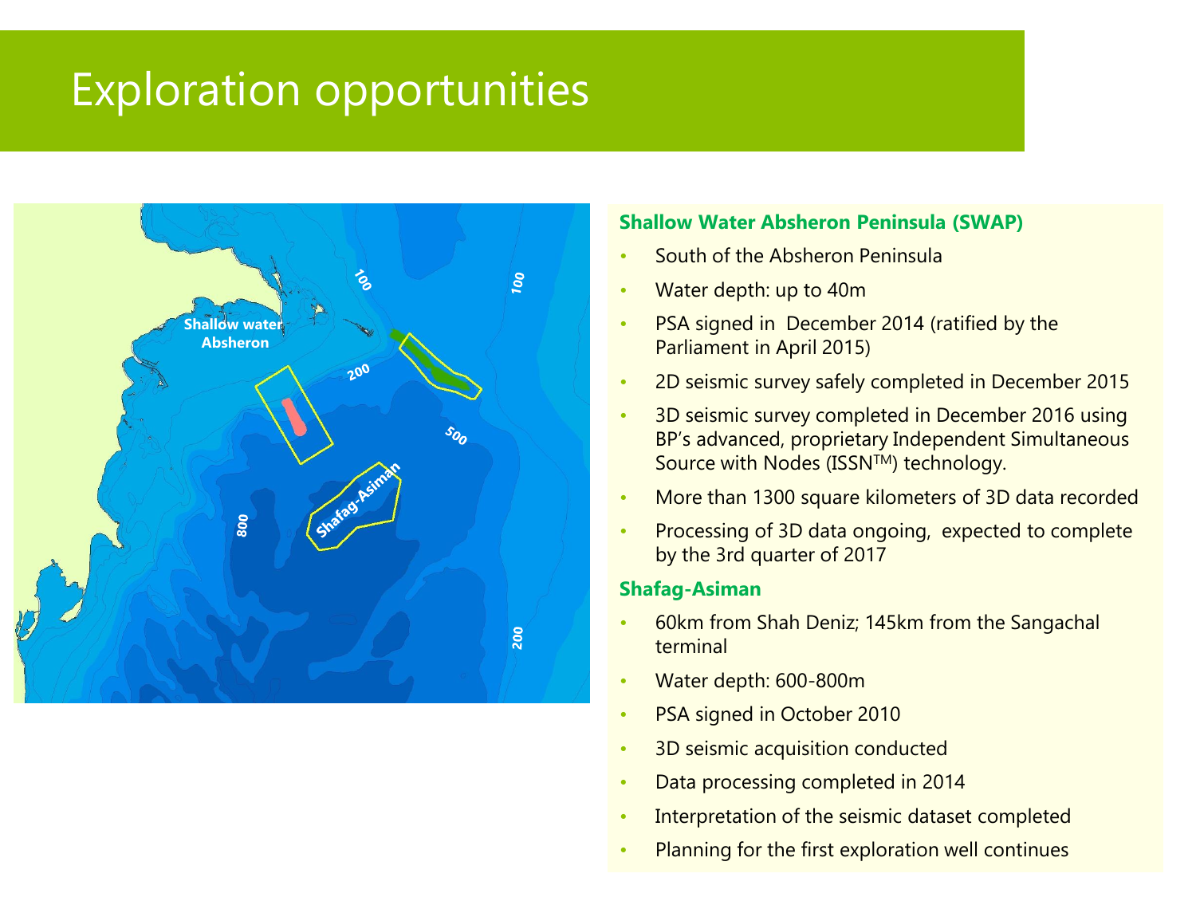# Exploration opportunities

Shallow water Absheron

Shafag-Asiman

100

100

200

500

800

200

### Shallow Water Absheron Peninsula (SWAP)

- South of the Absheron Peninsula
- Water depth: up to 40m
- PSA signed in December 2014 (ratified by the Parliament in April 2015)
- 2D seismic survey safely completed in December 2015
- 3D seismic survey completed in December 2016 using BP's advanced, proprietary Independent Simultaneous Source with Nodes (ISSN$^{TM}$) technology.
- More than 1300 square kilometers of 3D data recorded
- Processing of 3D data ongoing, expected to complete by the 3rd quarter of 2017

### Shafag-Asiman

- 60km from Shah Deniz; 145km from the Sangachal terminal
- Water depth: 600-800m
- PSA signed in October 2010
- 3D seismic acquisition conducted
- Data processing completed in 2014
- Interpretation of the seismic dataset completed
- Planning for the first exploration well continues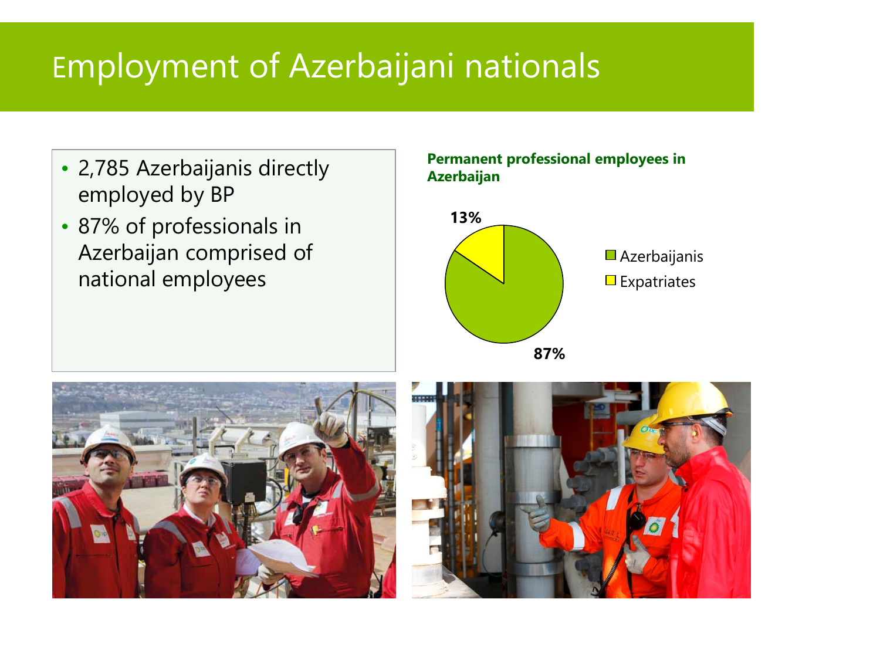# Employment of Azerbaijani nationals

- 2,785 Azerbaijanis directly employed by BP
- 87% of professionals in Azerbaijan comprised of national employees

**Permanent professional employees in Azerbaijan**

| Category | Share |
|---|---|
| Azerbaijanis | 87% |
| Expatriates | 13% |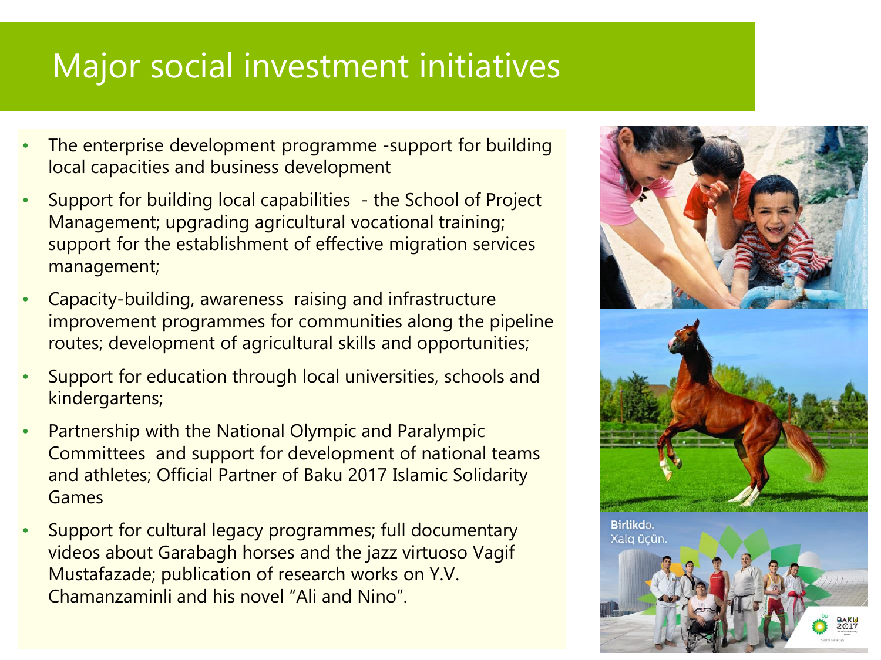# Major social investment initiatives

- The enterprise development programme -support for building local capacities and business development
- Support for building local capabilities - the School of Project Management; upgrading agricultural vocational training; support for the establishment of effective migration services management;
- Capacity-building, awareness raising and infrastructure improvement programmes for communities along the pipeline routes; development of agricultural skills and opportunities;
- Support for education through local universities, schools and kindergartens;
- Partnership with the National Olympic and Paralympic Committees and support for development of national teams and athletes; Official Partner of Baku 2017 Islamic Solidarity Games
- Support for cultural legacy programmes; full documentary videos about Garabagh horses and the jazz virtuoso Vagif Mustafazade; publication of research works on Y.V. Chamanzaminli and his novel “Ali and Nino”.